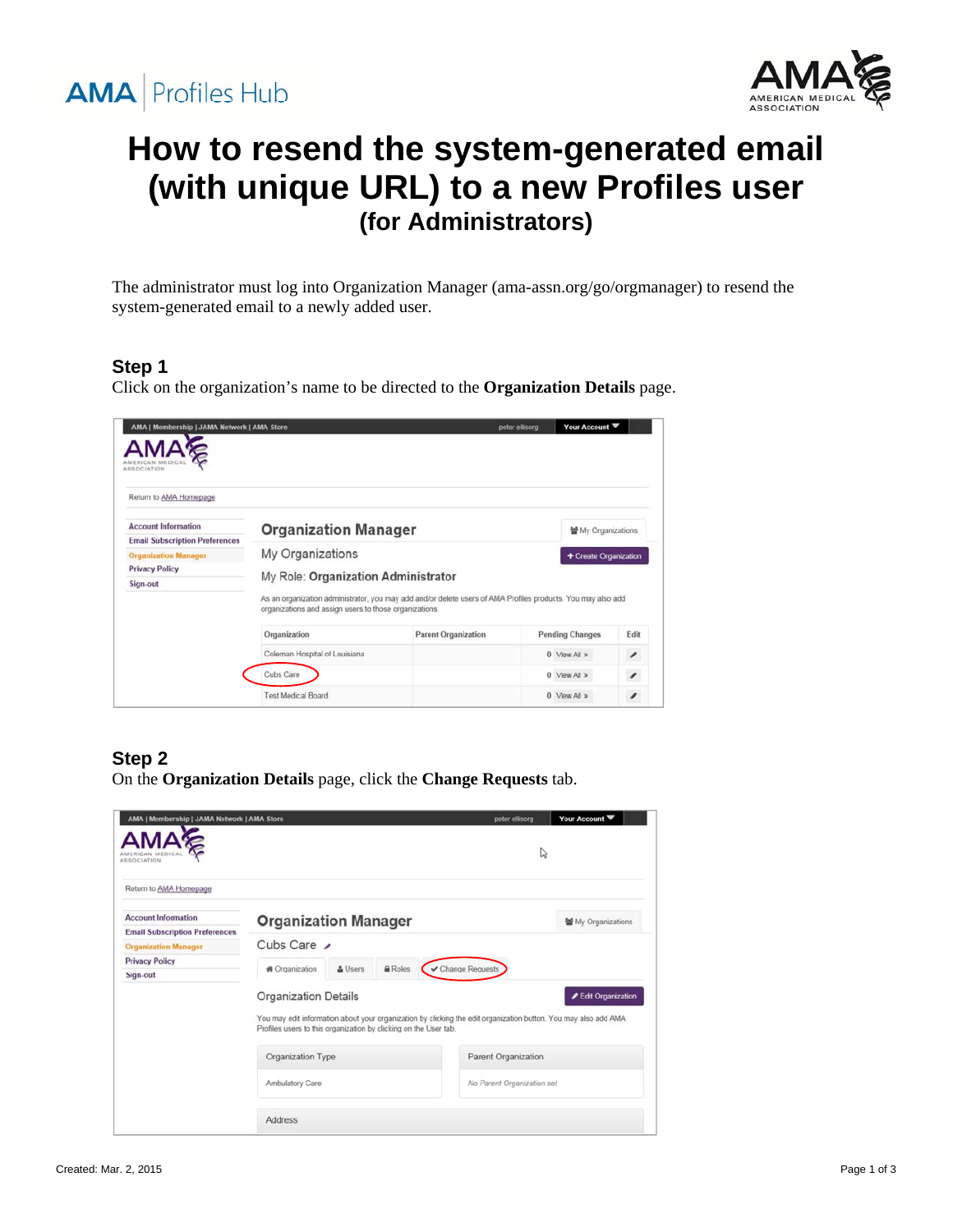# How to resend the system-generated email (with unique URL) to a new Profiles user

## (for Administrators)

The administrator must log into Organization Manager (ama-assn.org/go/orgmanager) to resend the system-generated email to a newly added user.

### Step 1

Click on the organization's name to be directed to the **Organization Details** page.

### Step 2

On the **Organization Details** page, click the **Change Requests** tab.

Created: Mar. 2, 2015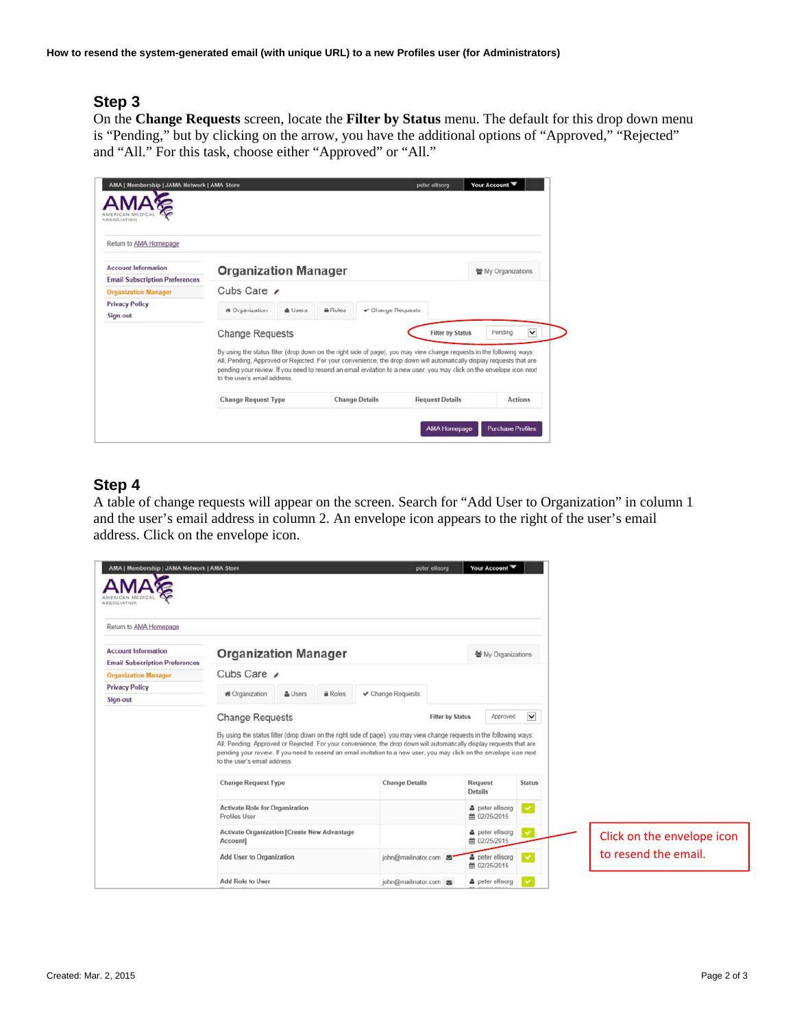## Step 3

On the **Change Requests** screen, locate the **Filter by Status** menu. The default for this drop down menu is "Pending," but by clicking on the arrow, you have the additional options of "Approved," "Rejected" and "All." For this task, choose either "Approved" or "All."

## Step 4

A table of change requests will appear on the screen. Search for "Add User to Organization" in column 1 and the user's email address in column 2. An envelope icon appears to the right of the user's email address. Click on the envelope icon.

Click on the envelope icon to resend the email.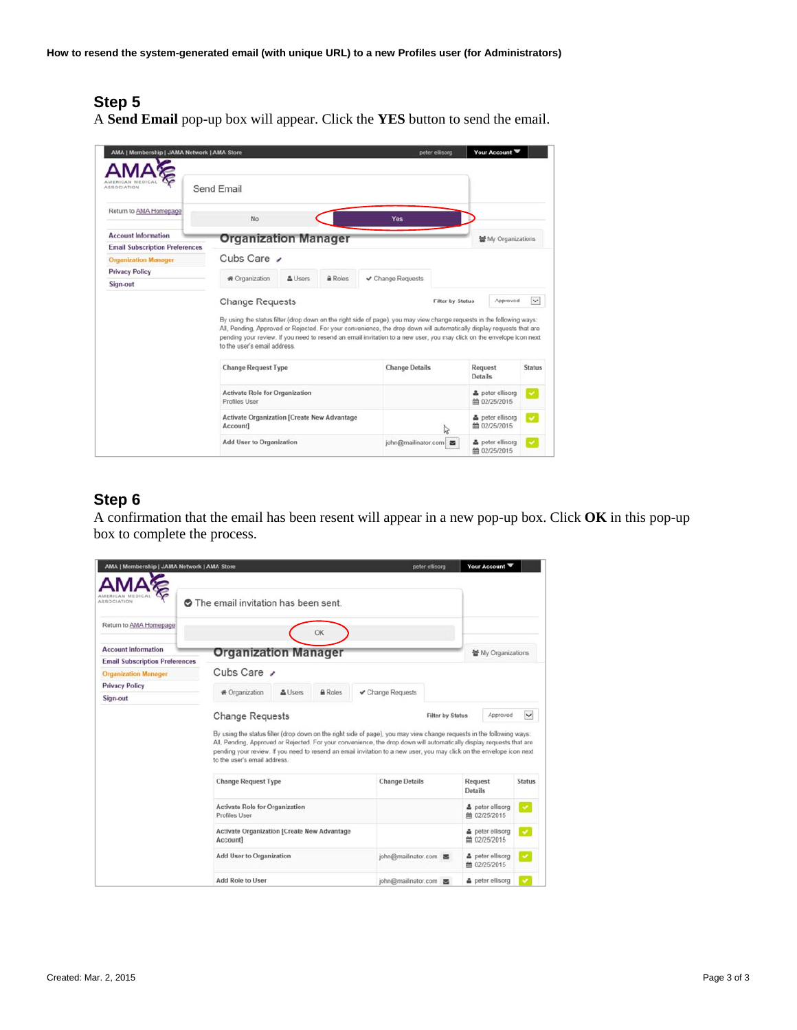## Step 5

A **Send Email** pop-up box will appear. Click the **YES** button to send the email.

## Step 6

A confirmation that the email has been resent will appear in a new pop-up box. Click **OK** in this pop-up box to complete the process.